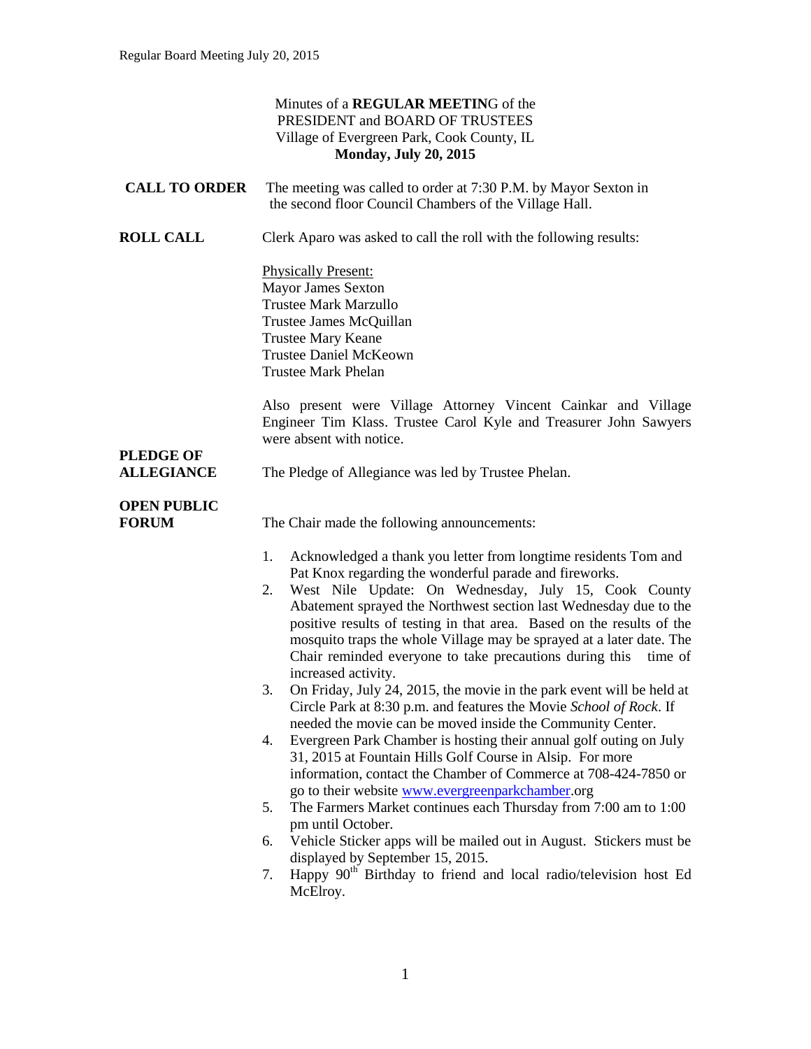Minutes of a **REGULAR MEETIN**G of the
PRESIDENT and BOARD OF TRUSTEES
Village of Evergreen Park, Cook County, IL
**Monday, July 20, 2015**

**CALL TO ORDER** The meeting was called to order at 7:30 P.M. by Mayor Sexton in the second floor Council Chambers of the Village Hall.

**ROLL CALL** Clerk Aparo was asked to call the roll with the following results:

Physically Present:
Mayor James Sexton
Trustee Mark Marzullo
Trustee James McQuillan
Trustee Mary Keane
Trustee Daniel McKeown
Trustee Mark Phelan

Also present were Village Attorney Vincent Cainkar and Village Engineer Tim Klass. Trustee Carol Kyle and Treasurer John Sawyers were absent with notice.

**PLEDGE OF ALLEGIANCE** The Pledge of Allegiance was led by Trustee Phelan.

**OPEN PUBLIC FORUM** The Chair made the following announcements:

1. Acknowledged a thank you letter from longtime residents Tom and Pat Knox regarding the wonderful parade and fireworks.
2. West Nile Update: On Wednesday, July 15, Cook County Abatement sprayed the Northwest section last Wednesday due to the positive results of testing in that area. Based on the results of the mosquito traps the whole Village may be sprayed at a later date. The Chair reminded everyone to take precautions during this time of increased activity.
3. On Friday, July 24, 2015, the movie in the park event will be held at Circle Park at 8:30 p.m. and features the Movie *School of Rock*. If needed the movie can be moved inside the Community Center.
4. Evergreen Park Chamber is hosting their annual golf outing on July 31, 2015 at Fountain Hills Golf Course in Alsip. For more information, contact the Chamber of Commerce at 708-424-7850 or go to their website www.evergreenparkchamber.org
5. The Farmers Market continues each Thursday from 7:00 am to 1:00 pm until October.
6. Vehicle Sticker apps will be mailed out in August. Stickers must be displayed by September 15, 2015.
7. Happy 90th Birthday to friend and local radio/television host Ed McElroy.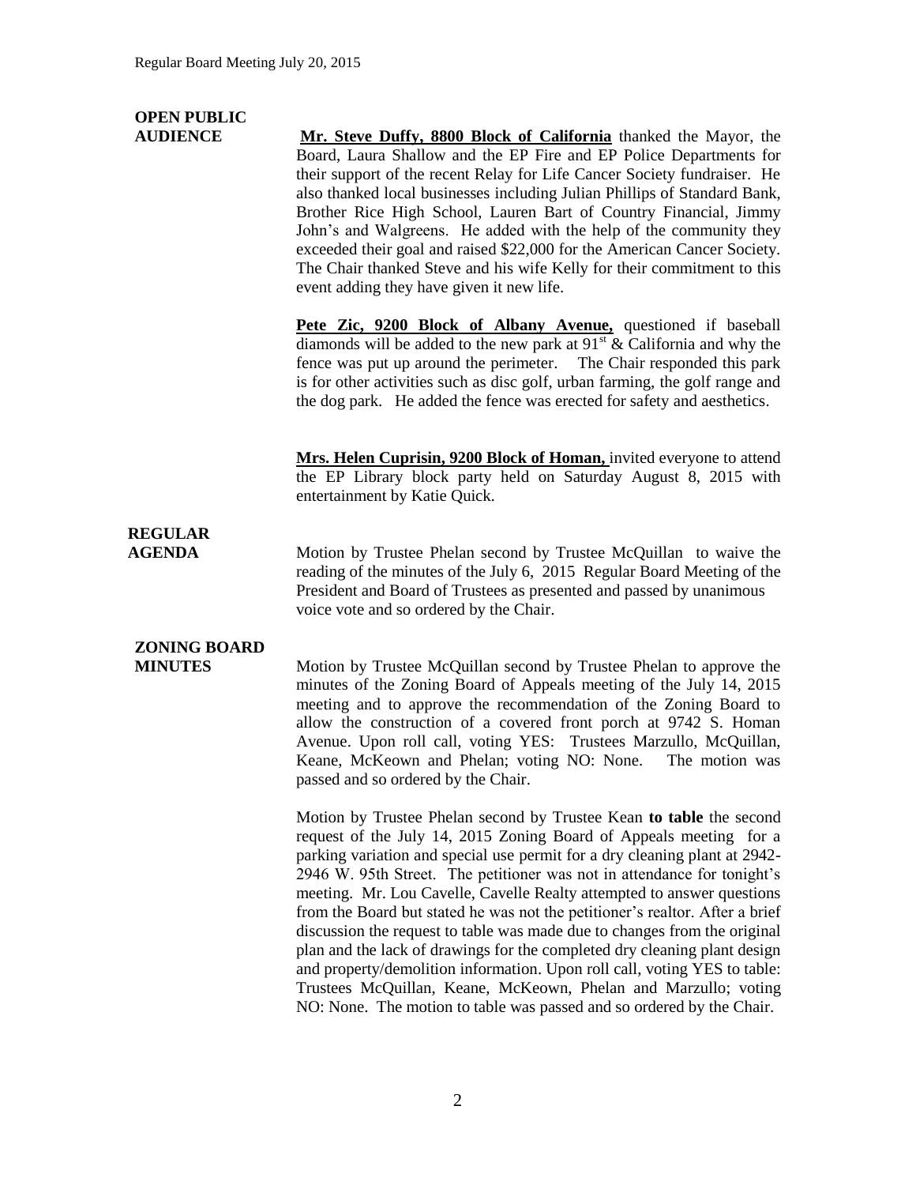**OPEN PUBLIC AUDIENCE**

**Mr. Steve Duffy, 8800 Block of California** thanked the Mayor, the Board, Laura Shallow and the EP Fire and EP Police Departments for their support of the recent Relay for Life Cancer Society fundraiser. He also thanked local businesses including Julian Phillips of Standard Bank, Brother Rice High School, Lauren Bart of Country Financial, Jimmy John's and Walgreens. He added with the help of the community they exceeded their goal and raised $22,000 for the American Cancer Society. The Chair thanked Steve and his wife Kelly for their commitment to this event adding they have given it new life.

**Pete Zic, 9200 Block of Albany Avenue,** questioned if baseball diamonds will be added to the new park at 91st & California and why the fence was put up around the perimeter. The Chair responded this park is for other activities such as disc golf, urban farming, the golf range and the dog park. He added the fence was erected for safety and aesthetics.

**Mrs. Helen Cuprisin, 9200 Block of Homan,** invited everyone to attend the EP Library block party held on Saturday August 8, 2015 with entertainment by Katie Quick.

**REGULAR AGENDA**

Motion by Trustee Phelan second by Trustee McQuillan to waive the reading of the minutes of the July 6, 2015 Regular Board Meeting of the President and Board of Trustees as presented and passed by unanimous voice vote and so ordered by the Chair.

**ZONING BOARD MINUTES**

Motion by Trustee McQuillan second by Trustee Phelan to approve the minutes of the Zoning Board of Appeals meeting of the July 14, 2015 meeting and to approve the recommendation of the Zoning Board to allow the construction of a covered front porch at 9742 S. Homan Avenue. Upon roll call, voting YES: Trustees Marzullo, McQuillan, Keane, McKeown and Phelan; voting NO: None. The motion was passed and so ordered by the Chair.

Motion by Trustee Phelan second by Trustee Kean **to table** the second request of the July 14, 2015 Zoning Board of Appeals meeting for a parking variation and special use permit for a dry cleaning plant at 2942-2946 W. 95th Street. The petitioner was not in attendance for tonight's meeting. Mr. Lou Cavelle, Cavelle Realty attempted to answer questions from the Board but stated he was not the petitioner's realtor. After a brief discussion the request to table was made due to changes from the original plan and the lack of drawings for the completed dry cleaning plant design and property/demolition information. Upon roll call, voting YES to table: Trustees McQuillan, Keane, McKeown, Phelan and Marzullo; voting NO: None. The motion to table was passed and so ordered by the Chair.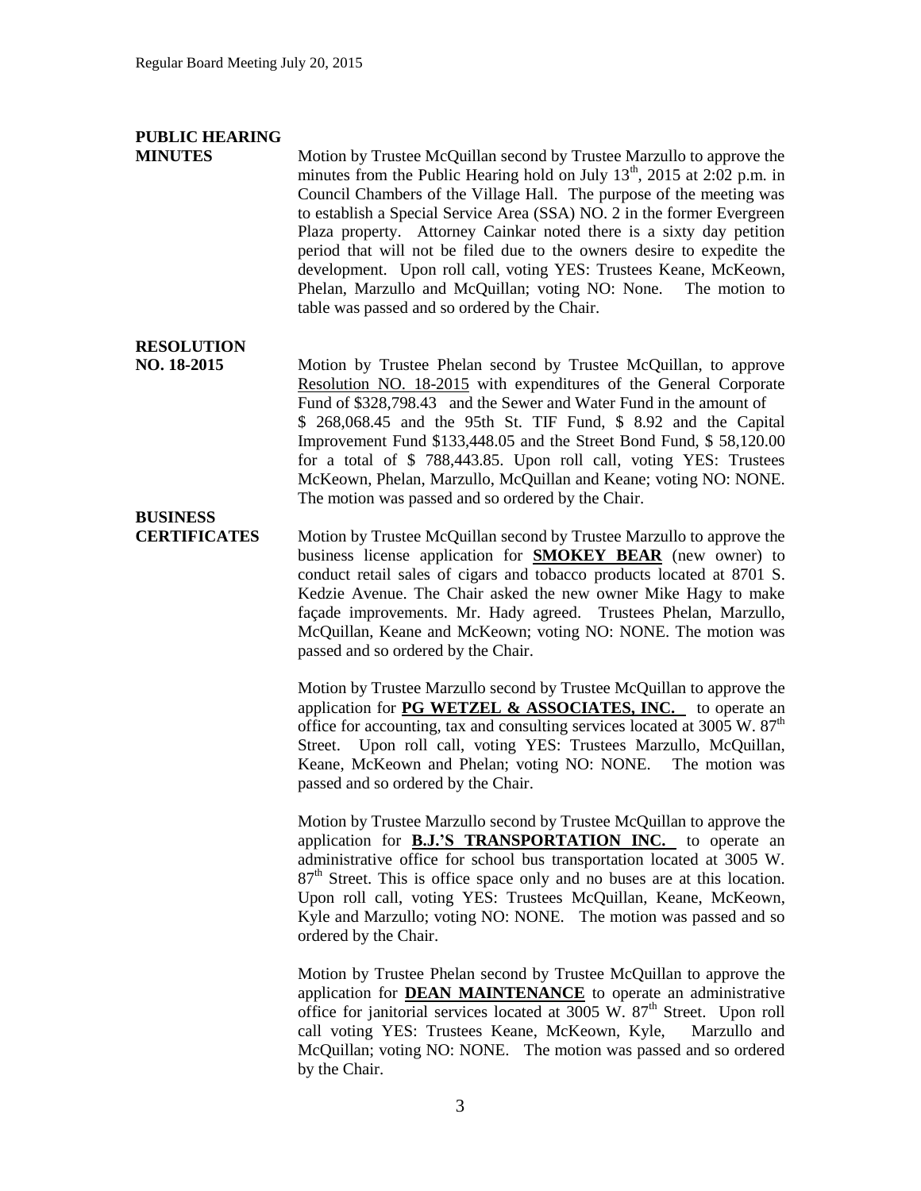**PUBLIC HEARING MINUTES**

Motion by Trustee McQuillan second by Trustee Marzullo to approve the minutes from the Public Hearing hold on July 13th, 2015 at 2:02 p.m. in Council Chambers of the Village Hall. The purpose of the meeting was to establish a Special Service Area (SSA) NO. 2 in the former Evergreen Plaza property. Attorney Cainkar noted there is a sixty day petition period that will not be filed due to the owners desire to expedite the development. Upon roll call, voting YES: Trustees Keane, McKeown, Phelan, Marzullo and McQuillan; voting NO: None. The motion to table was passed and so ordered by the Chair.

**RESOLUTION NO. 18-2015**

Motion by Trustee Phelan second by Trustee McQuillan, to approve Resolution NO. 18-2015 with expenditures of the General Corporate Fund of $328,798.43 and the Sewer and Water Fund in the amount of $ 268,068.45 and the 95th St. TIF Fund, $ 8.92 and the Capital Improvement Fund $133,448.05 and the Street Bond Fund, $ 58,120.00 for a total of $ 788,443.85. Upon roll call, voting YES: Trustees McKeown, Phelan, Marzullo, McQuillan and Keane; voting NO: NONE. The motion was passed and so ordered by the Chair.

**BUSINESS CERTIFICATES**

Motion by Trustee McQuillan second by Trustee Marzullo to approve the business license application for **SMOKEY BEAR** (new owner) to conduct retail sales of cigars and tobacco products located at 8701 S. Kedzie Avenue. The Chair asked the new owner Mike Hagy to make façade improvements. Mr. Hady agreed. Trustees Phelan, Marzullo, McQuillan, Keane and McKeown; voting NO: NONE. The motion was passed and so ordered by the Chair.

Motion by Trustee Marzullo second by Trustee McQuillan to approve the application for **PG WETZEL & ASSOCIATES, INC.** to operate an office for accounting, tax and consulting services located at 3005 W. 87th Street. Upon roll call, voting YES: Trustees Marzullo, McQuillan, Keane, McKeown and Phelan; voting NO: NONE. The motion was passed and so ordered by the Chair.

Motion by Trustee Marzullo second by Trustee McQuillan to approve the application for **B.J.'S TRANSPORTATION INC.** to operate an administrative office for school bus transportation located at 3005 W. 87th Street. This is office space only and no buses are at this location. Upon roll call, voting YES: Trustees McQuillan, Keane, McKeown, Kyle and Marzullo; voting NO: NONE. The motion was passed and so ordered by the Chair.

Motion by Trustee Phelan second by Trustee McQuillan to approve the application for **DEAN MAINTENANCE** to operate an administrative office for janitorial services located at 3005 W. 87th Street. Upon roll call voting YES: Trustees Keane, McKeown, Kyle, Marzullo and McQuillan; voting NO: NONE. The motion was passed and so ordered by the Chair.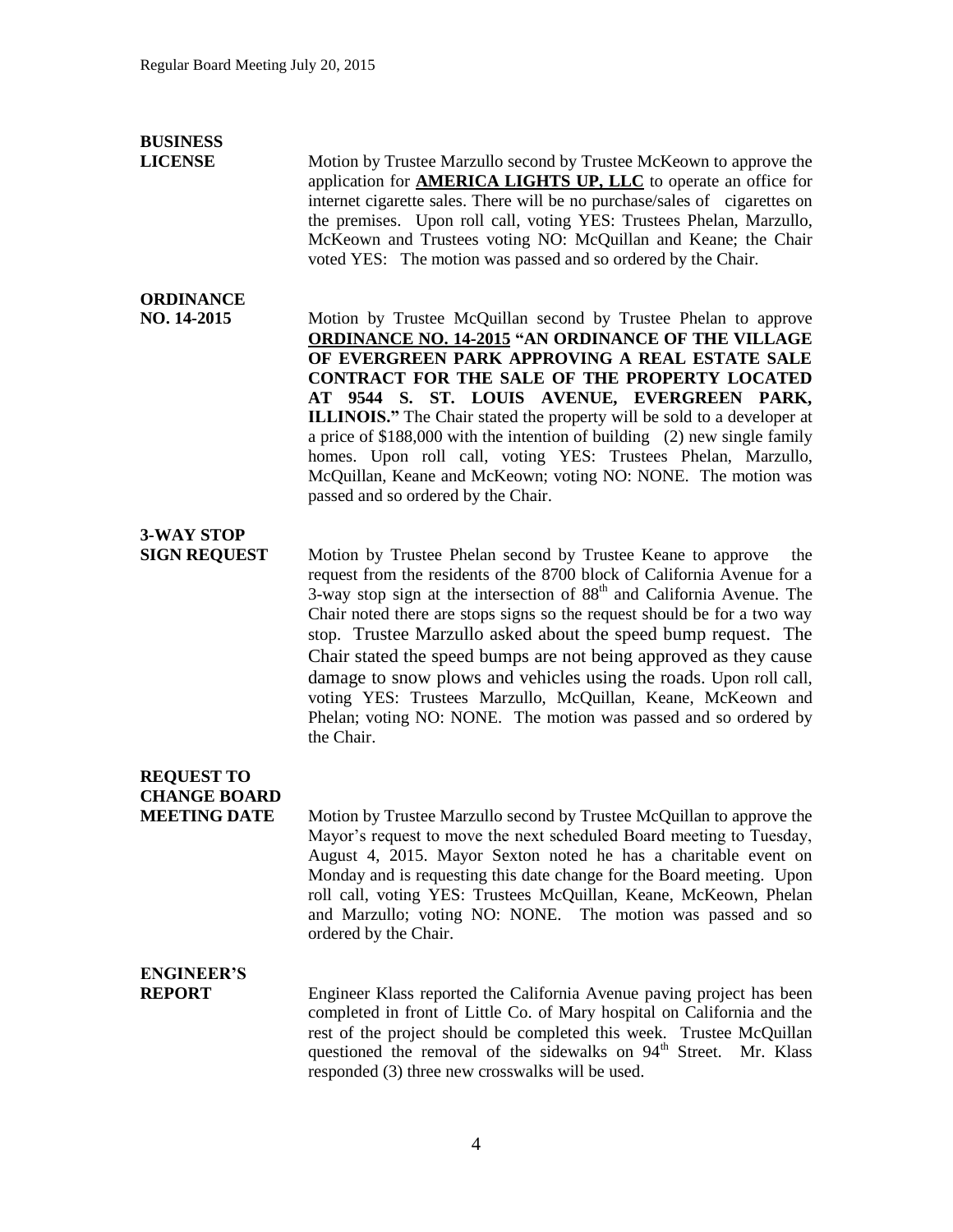**BUSINESS LICENSE**

Motion by Trustee Marzullo second by Trustee McKeown to approve the application for **AMERICA LIGHTS UP, LLC** to operate an office for internet cigarette sales. There will be no purchase/sales of cigarettes on the premises. Upon roll call, voting YES: Trustees Phelan, Marzullo, McKeown and Trustees voting NO: McQuillan and Keane; the Chair voted YES: The motion was passed and so ordered by the Chair.

**ORDINANCE NO. 14-2015**

Motion by Trustee McQuillan second by Trustee Phelan to approve **ORDINANCE NO. 14-2015 "AN ORDINANCE OF THE VILLAGE OF EVERGREEN PARK APPROVING A REAL ESTATE SALE CONTRACT FOR THE SALE OF THE PROPERTY LOCATED AT 9544 S. ST. LOUIS AVENUE, EVERGREEN PARK, ILLINOIS."** The Chair stated the property will be sold to a developer at a price of $188,000 with the intention of building (2) new single family homes. Upon roll call, voting YES: Trustees Phelan, Marzullo, McQuillan, Keane and McKeown; voting NO: NONE. The motion was passed and so ordered by the Chair.

**3-WAY STOP SIGN REQUEST**

Motion by Trustee Phelan second by Trustee Keane to approve the request from the residents of the 8700 block of California Avenue for a 3-way stop sign at the intersection of 88th and California Avenue. The Chair noted there are stops signs so the request should be for a two way stop. Trustee Marzullo asked about the speed bump request. The Chair stated the speed bumps are not being approved as they cause damage to snow plows and vehicles using the roads. Upon roll call, voting YES: Trustees Marzullo, McQuillan, Keane, McKeown and Phelan; voting NO: NONE. The motion was passed and so ordered by the Chair.

**REQUEST TO CHANGE BOARD MEETING DATE**

Motion by Trustee Marzullo second by Trustee McQuillan to approve the Mayor's request to move the next scheduled Board meeting to Tuesday, August 4, 2015. Mayor Sexton noted he has a charitable event on Monday and is requesting this date change for the Board meeting. Upon roll call, voting YES: Trustees McQuillan, Keane, McKeown, Phelan and Marzullo; voting NO: NONE. The motion was passed and so ordered by the Chair.

**ENGINEER'S REPORT**

Engineer Klass reported the California Avenue paving project has been completed in front of Little Co. of Mary hospital on California and the rest of the project should be completed this week. Trustee McQuillan questioned the removal of the sidewalks on 94th Street. Mr. Klass responded (3) three new crosswalks will be used.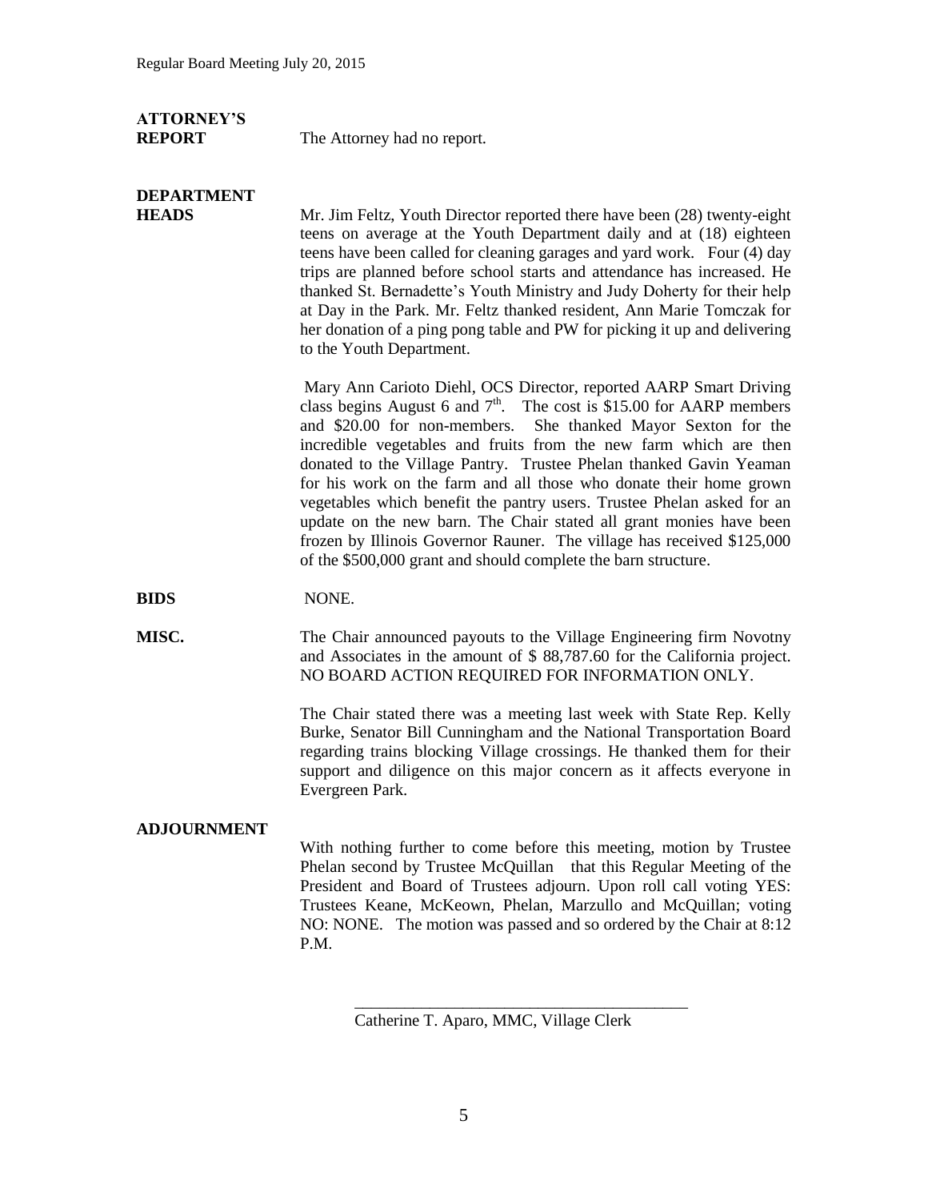**ATTORNEY'S REPORT**

The Attorney had no report.

**DEPARTMENT HEADS**

Mr. Jim Feltz, Youth Director reported there have been (28) twenty-eight teens on average at the Youth Department daily and at (18) eighteen teens have been called for cleaning garages and yard work. Four (4) day trips are planned before school starts and attendance has increased. He thanked St. Bernadette's Youth Ministry and Judy Doherty for their help at Day in the Park. Mr. Feltz thanked resident, Ann Marie Tomczak for her donation of a ping pong table and PW for picking it up and delivering to the Youth Department.

Mary Ann Carioto Diehl, OCS Director, reported AARP Smart Driving class begins August 6 and 7th. The cost is $15.00 for AARP members and $20.00 for non-members. She thanked Mayor Sexton for the incredible vegetables and fruits from the new farm which are then donated to the Village Pantry. Trustee Phelan thanked Gavin Yeaman for his work on the farm and all those who donate their home grown vegetables which benefit the pantry users. Trustee Phelan asked for an update on the new barn. The Chair stated all grant monies have been frozen by Illinois Governor Rauner. The village has received $125,000 of the $500,000 grant and should complete the barn structure.

**BIDS**

NONE.

**MISC.**

The Chair announced payouts to the Village Engineering firm Novotny and Associates in the amount of $ 88,787.60 for the California project. NO BOARD ACTION REQUIRED FOR INFORMATION ONLY.

The Chair stated there was a meeting last week with State Rep. Kelly Burke, Senator Bill Cunningham and the National Transportation Board regarding trains blocking Village crossings. He thanked them for their support and diligence on this major concern as it affects everyone in Evergreen Park.

**ADJOURNMENT**

With nothing further to come before this meeting, motion by Trustee Phelan second by Trustee McQuillan that this Regular Meeting of the President and Board of Trustees adjourn. Upon roll call voting YES: Trustees Keane, McKeown, Phelan, Marzullo and McQuillan; voting NO: NONE. The motion was passed and so ordered by the Chair at 8:12 P.M.

\_\_\_\_\_\_\_\_\_\_\_\_\_\_\_\_\_\_\_\_\_\_\_\_\_\_\_\_\_\_\_\_\_\_\_\_\_\_\_\_

Catherine T. Aparo, MMC, Village Clerk